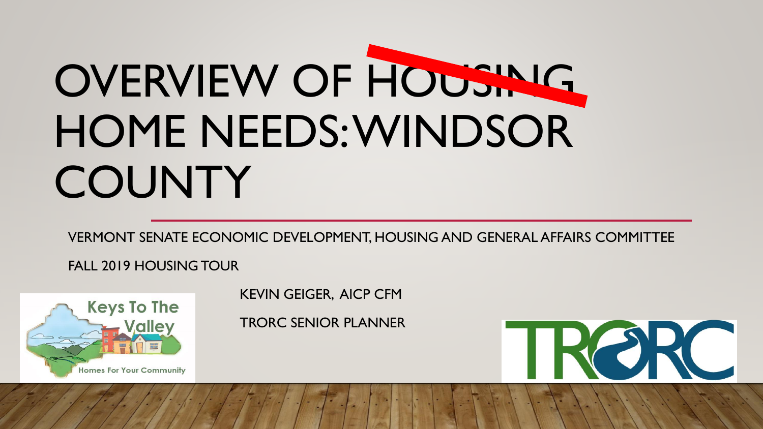# OVERVIEW OF ~~HOUSING~~ HOME NEEDS: WINDSOR COUNTY

VERMONT SENATE ECONOMIC DEVELOPMENT, HOUSING AND GENERAL AFFAIRS COMMITTEE

FALL 2019 HOUSING TOUR

KEVIN GEIGER, AICP CFM

TRORC SENIOR PLANNER

Keys To The Valley

Homes For Your Community

TRORC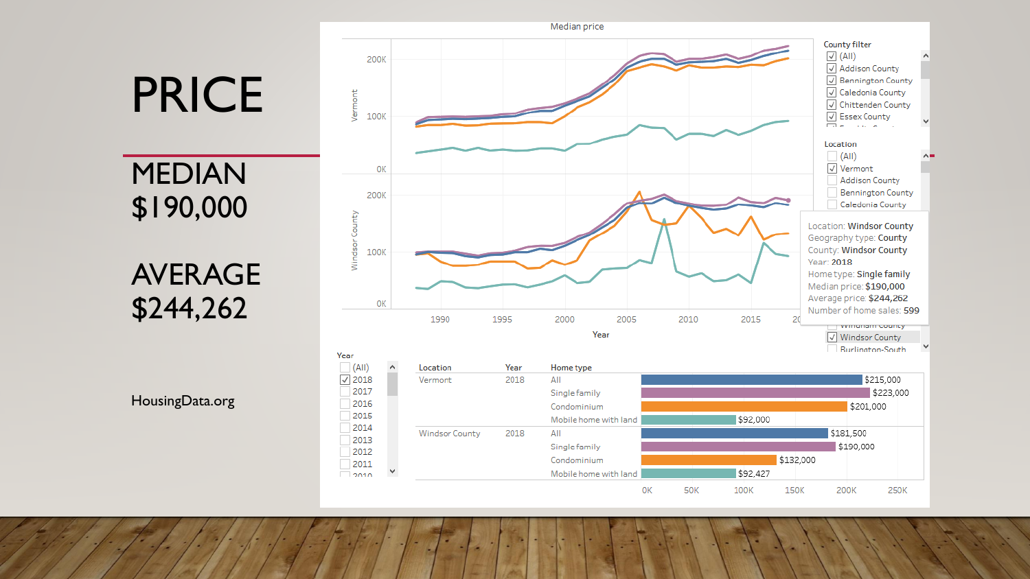# PRICE

## MEDIAN
## $190,000

## AVERAGE
## $244,262

HousingData.org

Median price

County filter
- (All)
- Addison County
- Bennington County
- Caledonia County
- Chittenden County
- Essex County

Location
- (All)
- Vermont
- Addison County
- Bennington County
- Caledonia County

Location: Windsor County
Geography type: County
County: Windsor County
Year: 2018
Home type: Single family
Median price: $190,000
Average price: $244,262
Number of home sales: 599

- Windham County
- Windsor County
- Burlington-South

Year
- (All)
- 2018
- 2017
- 2016
- 2015
- 2014
- 2013
- 2012
- 2011
- 2010

| Location | Year | Home type | Median price |
|---|---|---|---|
| Vermont | 2018 | All | $215,000 |
| | | Single family | $223,000 |
| | | Condominium | $201,000 |
| | | Mobile home with land | $92,000 |
| Windsor County | 2018 | All | $181,500 |
| | | Single family | $190,000 |
| | | Condominium | $132,000 |
| | | Mobile home with land | $92,427 |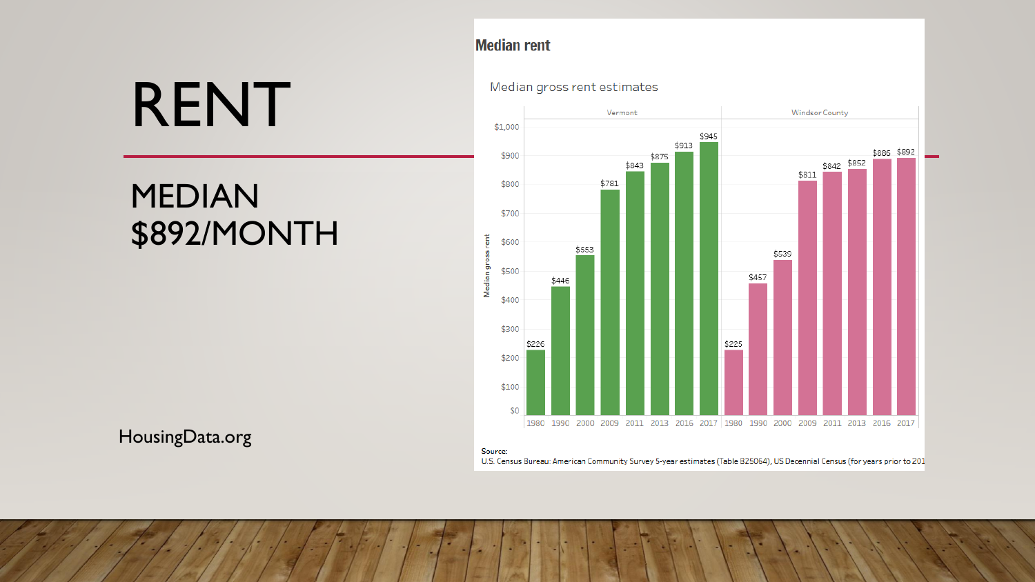# RENT

## MEDIAN $892/MONTH

HousingData.org

**Median rent**

Median gross rent estimates

| Year | Vermont | Windsor County |
|---|---|---|
| 1980 | $226 | $225 |
| 1990 | $446 | $457 |
| 2000 | $553 | $539 |
| 2009 | $781 | $811 |
| 2011 | $843 | $842 |
| 2013 | $875 | $852 |
| 2016 | $913 | $886 |
| 2017 | $945 | $892 |

**Source:**
U.S. Census Bureau: American Community Survey 5-year estimates (Table B25064), US Decennial Census (for years prior to 201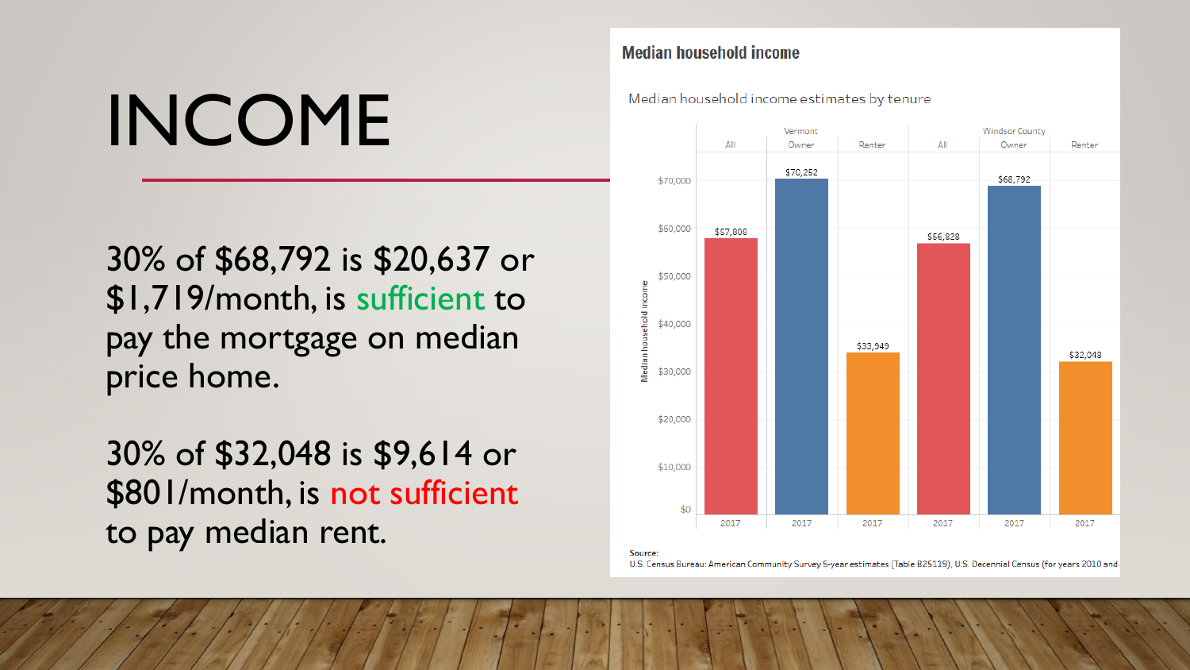# INCOME

30% of $68,792 is $20,637 or $1,719/month, is sufficient to pay the mortgage on median price home.

30% of $32,048 is $9,614 or $801/month, is not sufficient to pay median rent.

**Median household income**

Median household income estimates by tenure

| | Vermont | | | Windsor County | | |
|---|---|---|---|---|---|---|
| | All | Owner | Renter | All | Owner | Renter |
| 2017 | $57,808 | $70,252 | $33,949 | $56,828 | $68,792 | $32,048 |

Source:
U.S. Census Bureau: American Community Survey 5-year estimates (Table B25119), U.S. Decennial Census (for years 2010 and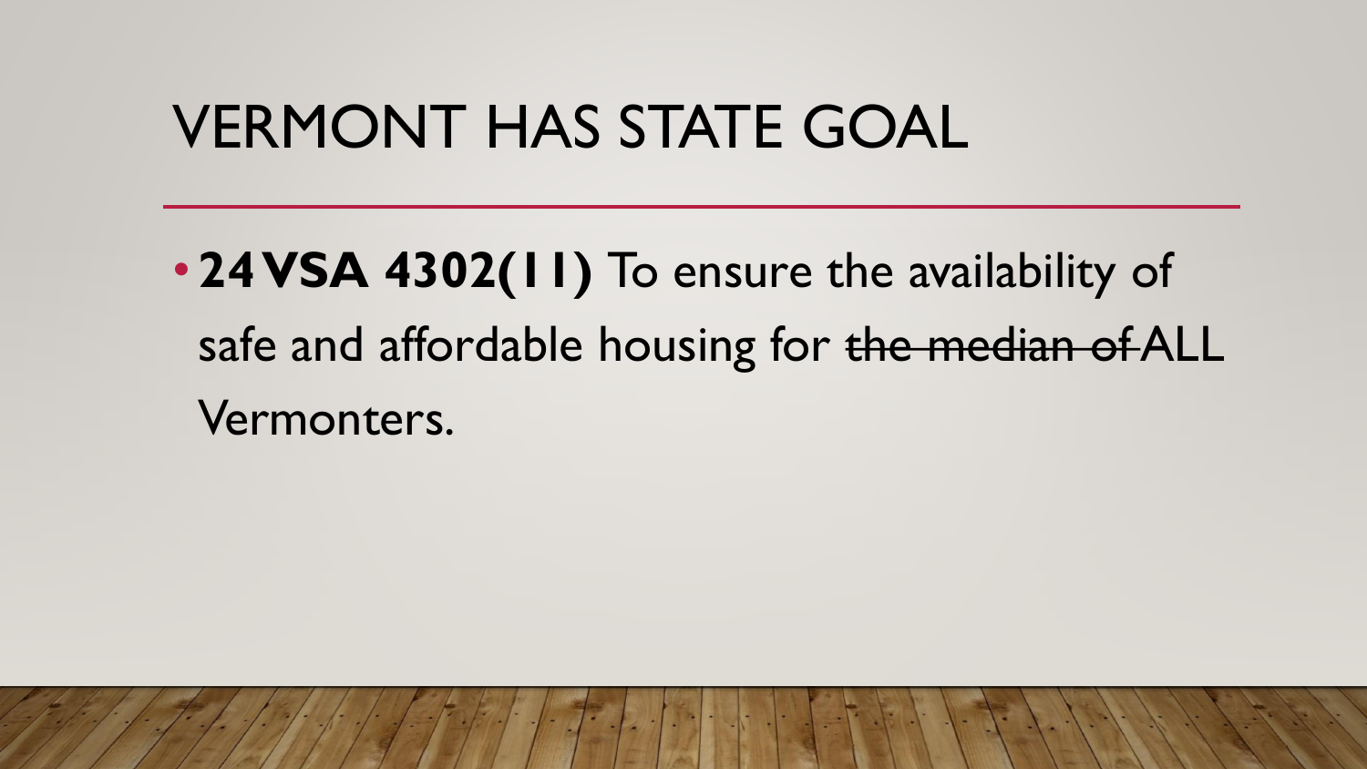# VERMONT HAS STATE GOAL

- **24 VSA 4302(11)** To ensure the availability of safe and affordable housing for ~~the median of~~ ALL Vermonters.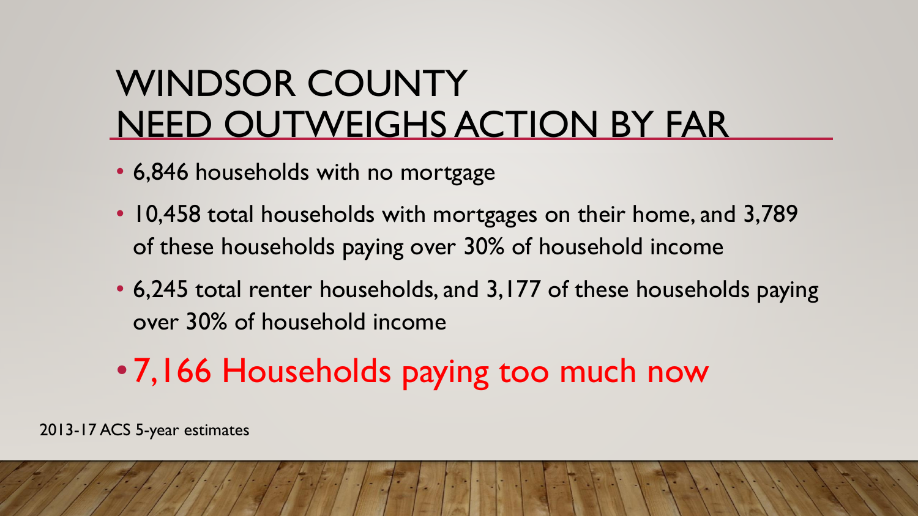# WINDSOR COUNTY
# NEED OUTWEIGHS ACTION BY FAR

- 6,846 households with no mortgage
- 10,458 total households with mortgages on their home, and 3,789 of these households paying over 30% of household income
- 6,245 total renter households, and 3,177 of these households paying over 30% of household income
- 7,166 Households paying too much now

2013-17 ACS 5-year estimates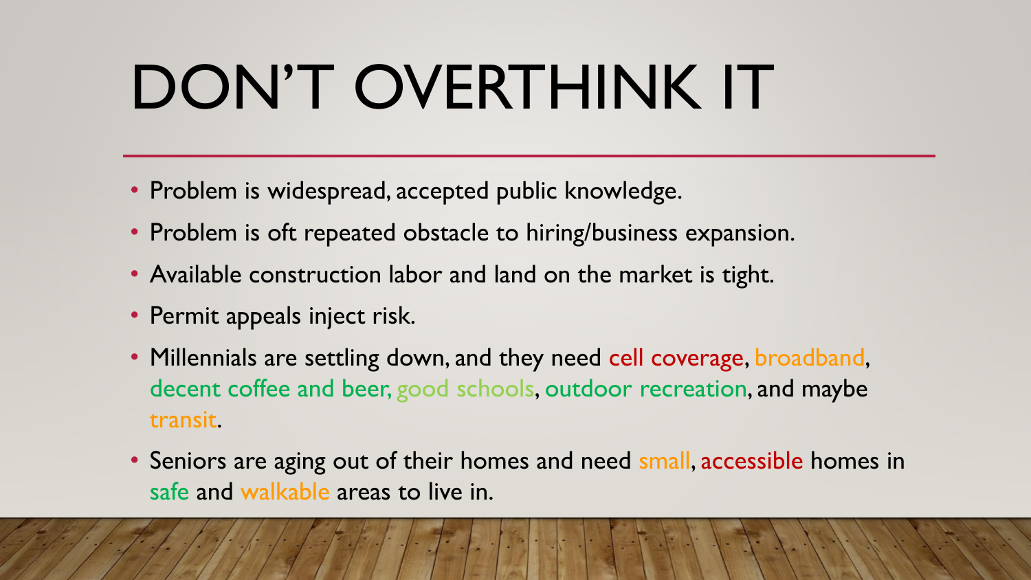# DON'T OVERTHINK IT

- Problem is widespread, accepted public knowledge.
- Problem is oft repeated obstacle to hiring/business expansion.
- Available construction labor and land on the market is tight.
- Permit appeals inject risk.
- Millennials are settling down, and they need cell coverage, broadband, decent coffee and beer, good schools, outdoor recreation, and maybe transit.
- Seniors are aging out of their homes and need small, accessible homes in safe and walkable areas to live in.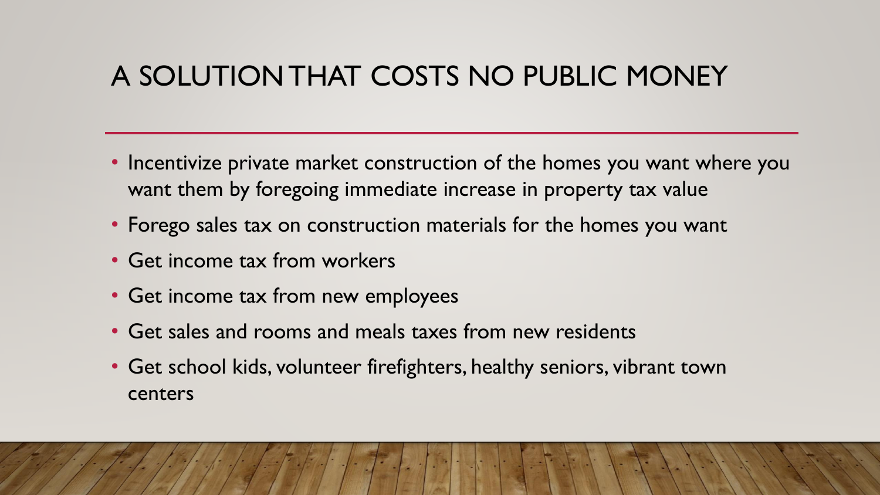# A SOLUTION THAT COSTS NO PUBLIC MONEY

- Incentivize private market construction of the homes you want where you want them by foregoing immediate increase in property tax value
- Forego sales tax on construction materials for the homes you want
- Get income tax from workers
- Get income tax from new employees
- Get sales and rooms and meals taxes from new residents
- Get school kids, volunteer firefighters, healthy seniors, vibrant town centers